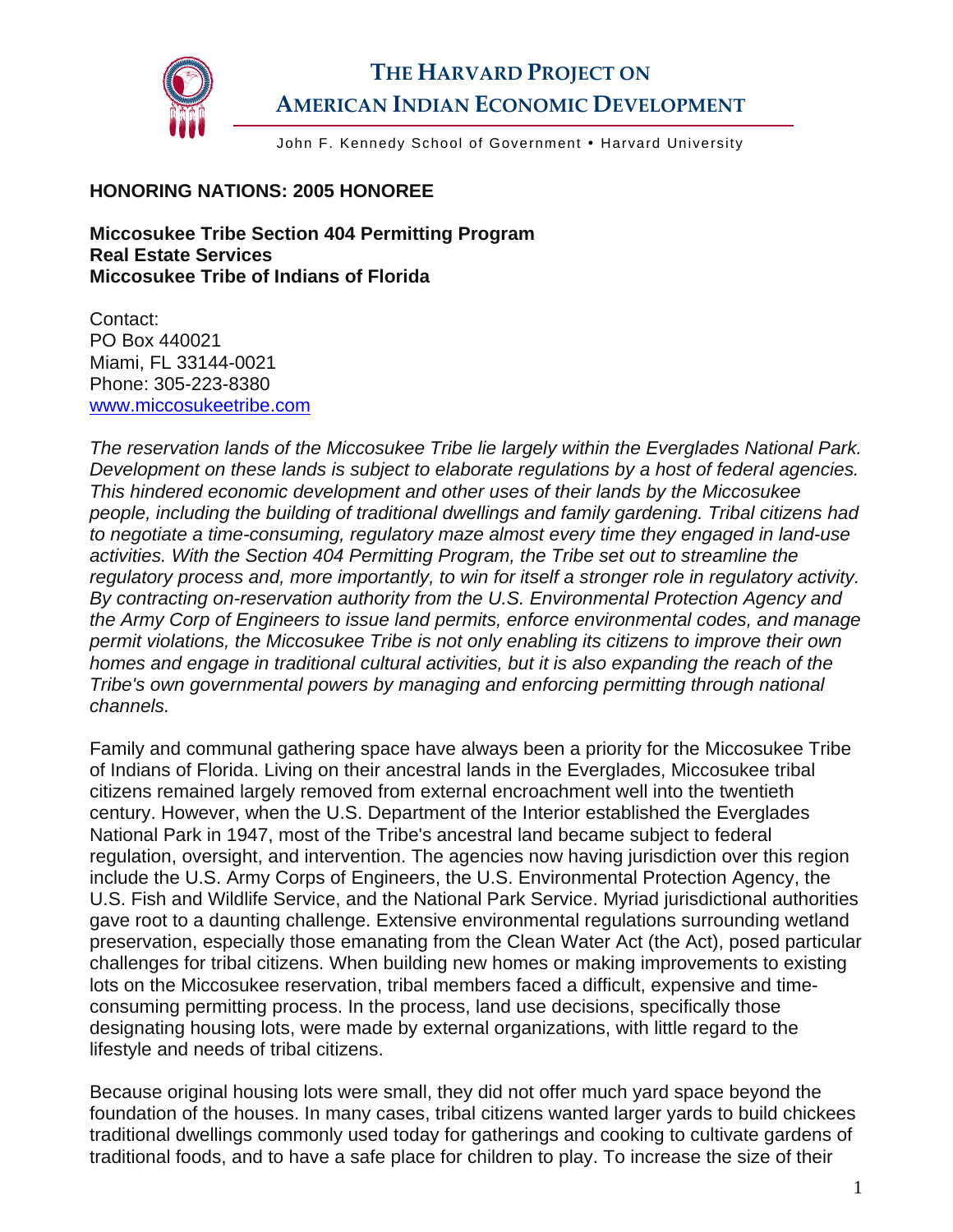# THE HARVARD PROJECT ON AMERICAN INDIAN ECONOMIC DEVELOPMENT

John F. Kennedy School of Government • Harvard University

**HONORING NATIONS: 2005 HONOREE**

**Miccosukee Tribe Section 404 Permitting Program**
**Real Estate Services**
**Miccosukee Tribe of Indians of Florida**

Contact:
PO Box 440021
Miami, FL 33144-0021
Phone: 305-223-8380
[www.miccosukeetribe.com](www.miccosukeetribe.com)

*The reservation lands of the Miccosukee Tribe lie largely within the Everglades National Park. Development on these lands is subject to elaborate regulations by a host of federal agencies. This hindered economic development and other uses of their lands by the Miccosukee people, including the building of traditional dwellings and family gardening. Tribal citizens had to negotiate a time-consuming, regulatory maze almost every time they engaged in land-use activities. With the Section 404 Permitting Program, the Tribe set out to streamline the regulatory process and, more importantly, to win for itself a stronger role in regulatory activity. By contracting on-reservation authority from the U.S. Environmental Protection Agency and the Army Corp of Engineers to issue land permits, enforce environmental codes, and manage permit violations, the Miccosukee Tribe is not only enabling its citizens to improve their own homes and engage in traditional cultural activities, but it is also expanding the reach of the Tribe's own governmental powers by managing and enforcing permitting through national channels.*

Family and communal gathering space have always been a priority for the Miccosukee Tribe of Indians of Florida. Living on their ancestral lands in the Everglades, Miccosukee tribal citizens remained largely removed from external encroachment well into the twentieth century. However, when the U.S. Department of the Interior established the Everglades National Park in 1947, most of the Tribe's ancestral land became subject to federal regulation, oversight, and intervention. The agencies now having jurisdiction over this region include the U.S. Army Corps of Engineers, the U.S. Environmental Protection Agency, the U.S. Fish and Wildlife Service, and the National Park Service. Myriad jurisdictional authorities gave root to a daunting challenge. Extensive environmental regulations surrounding wetland preservation, especially those emanating from the Clean Water Act (the Act), posed particular challenges for tribal citizens. When building new homes or making improvements to existing lots on the Miccosukee reservation, tribal members faced a difficult, expensive and time-consuming permitting process. In the process, land use decisions, specifically those designating housing lots, were made by external organizations, with little regard to the lifestyle and needs of tribal citizens.

Because original housing lots were small, they did not offer much yard space beyond the foundation of the houses. In many cases, tribal citizens wanted larger yards to build chickees traditional dwellings commonly used today for gatherings and cooking to cultivate gardens of traditional foods, and to have a safe place for children to play. To increase the size of their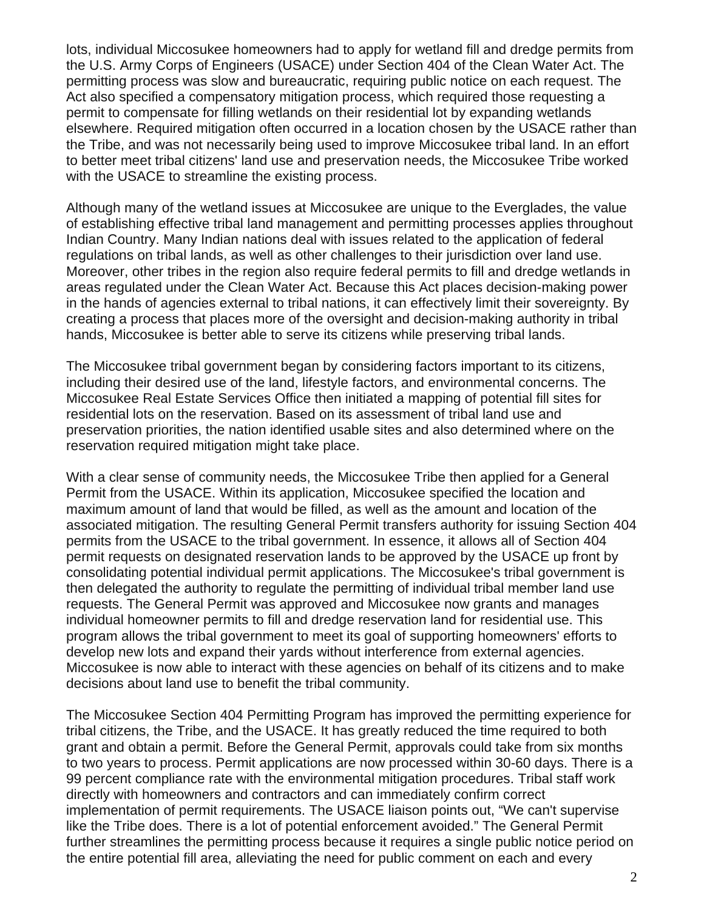lots, individual Miccosukee homeowners had to apply for wetland fill and dredge permits from the U.S. Army Corps of Engineers (USACE) under Section 404 of the Clean Water Act. The permitting process was slow and bureaucratic, requiring public notice on each request. The Act also specified a compensatory mitigation process, which required those requesting a permit to compensate for filling wetlands on their residential lot by expanding wetlands elsewhere. Required mitigation often occurred in a location chosen by the USACE rather than the Tribe, and was not necessarily being used to improve Miccosukee tribal land. In an effort to better meet tribal citizens' land use and preservation needs, the Miccosukee Tribe worked with the USACE to streamline the existing process.

Although many of the wetland issues at Miccosukee are unique to the Everglades, the value of establishing effective tribal land management and permitting processes applies throughout Indian Country. Many Indian nations deal with issues related to the application of federal regulations on tribal lands, as well as other challenges to their jurisdiction over land use. Moreover, other tribes in the region also require federal permits to fill and dredge wetlands in areas regulated under the Clean Water Act. Because this Act places decision-making power in the hands of agencies external to tribal nations, it can effectively limit their sovereignty. By creating a process that places more of the oversight and decision-making authority in tribal hands, Miccosukee is better able to serve its citizens while preserving tribal lands.

The Miccosukee tribal government began by considering factors important to its citizens, including their desired use of the land, lifestyle factors, and environmental concerns. The Miccosukee Real Estate Services Office then initiated a mapping of potential fill sites for residential lots on the reservation. Based on its assessment of tribal land use and preservation priorities, the nation identified usable sites and also determined where on the reservation required mitigation might take place.

With a clear sense of community needs, the Miccosukee Tribe then applied for a General Permit from the USACE. Within its application, Miccosukee specified the location and maximum amount of land that would be filled, as well as the amount and location of the associated mitigation. The resulting General Permit transfers authority for issuing Section 404 permits from the USACE to the tribal government. In essence, it allows all of Section 404 permit requests on designated reservation lands to be approved by the USACE up front by consolidating potential individual permit applications. The Miccosukee's tribal government is then delegated the authority to regulate the permitting of individual tribal member land use requests. The General Permit was approved and Miccosukee now grants and manages individual homeowner permits to fill and dredge reservation land for residential use. This program allows the tribal government to meet its goal of supporting homeowners' efforts to develop new lots and expand their yards without interference from external agencies. Miccosukee is now able to interact with these agencies on behalf of its citizens and to make decisions about land use to benefit the tribal community.

The Miccosukee Section 404 Permitting Program has improved the permitting experience for tribal citizens, the Tribe, and the USACE. It has greatly reduced the time required to both grant and obtain a permit. Before the General Permit, approvals could take from six months to two years to process. Permit applications are now processed within 30-60 days. There is a 99 percent compliance rate with the environmental mitigation procedures. Tribal staff work directly with homeowners and contractors and can immediately confirm correct implementation of permit requirements. The USACE liaison points out, "We can't supervise like the Tribe does. There is a lot of potential enforcement avoided." The General Permit further streamlines the permitting process because it requires a single public notice period on the entire potential fill area, alleviating the need for public comment on each and every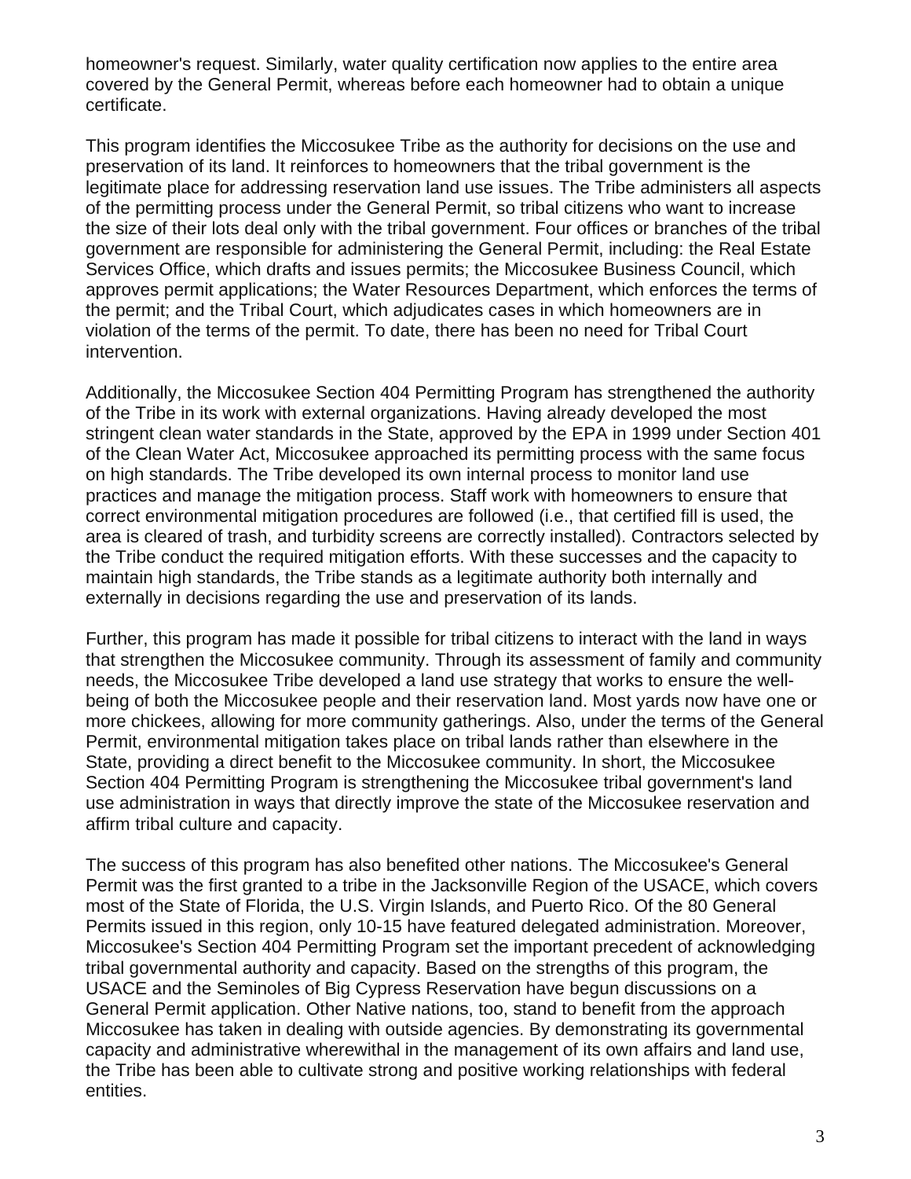homeowner's request. Similarly, water quality certification now applies to the entire area covered by the General Permit, whereas before each homeowner had to obtain a unique certificate.

This program identifies the Miccosukee Tribe as the authority for decisions on the use and preservation of its land. It reinforces to homeowners that the tribal government is the legitimate place for addressing reservation land use issues. The Tribe administers all aspects of the permitting process under the General Permit, so tribal citizens who want to increase the size of their lots deal only with the tribal government. Four offices or branches of the tribal government are responsible for administering the General Permit, including: the Real Estate Services Office, which drafts and issues permits; the Miccosukee Business Council, which approves permit applications; the Water Resources Department, which enforces the terms of the permit; and the Tribal Court, which adjudicates cases in which homeowners are in violation of the terms of the permit. To date, there has been no need for Tribal Court intervention.

Additionally, the Miccosukee Section 404 Permitting Program has strengthened the authority of the Tribe in its work with external organizations. Having already developed the most stringent clean water standards in the State, approved by the EPA in 1999 under Section 401 of the Clean Water Act, Miccosukee approached its permitting process with the same focus on high standards. The Tribe developed its own internal process to monitor land use practices and manage the mitigation process. Staff work with homeowners to ensure that correct environmental mitigation procedures are followed (i.e., that certified fill is used, the area is cleared of trash, and turbidity screens are correctly installed). Contractors selected by the Tribe conduct the required mitigation efforts. With these successes and the capacity to maintain high standards, the Tribe stands as a legitimate authority both internally and externally in decisions regarding the use and preservation of its lands.

Further, this program has made it possible for tribal citizens to interact with the land in ways that strengthen the Miccosukee community. Through its assessment of family and community needs, the Miccosukee Tribe developed a land use strategy that works to ensure the well-being of both the Miccosukee people and their reservation land. Most yards now have one or more chickees, allowing for more community gatherings. Also, under the terms of the General Permit, environmental mitigation takes place on tribal lands rather than elsewhere in the State, providing a direct benefit to the Miccosukee community. In short, the Miccosukee Section 404 Permitting Program is strengthening the Miccosukee tribal government's land use administration in ways that directly improve the state of the Miccosukee reservation and affirm tribal culture and capacity.

The success of this program has also benefited other nations. The Miccosukee's General Permit was the first granted to a tribe in the Jacksonville Region of the USACE, which covers most of the State of Florida, the U.S. Virgin Islands, and Puerto Rico. Of the 80 General Permits issued in this region, only 10-15 have featured delegated administration. Moreover, Miccosukee's Section 404 Permitting Program set the important precedent of acknowledging tribal governmental authority and capacity. Based on the strengths of this program, the USACE and the Seminoles of Big Cypress Reservation have begun discussions on a General Permit application. Other Native nations, too, stand to benefit from the approach Miccosukee has taken in dealing with outside agencies. By demonstrating its governmental capacity and administrative wherewithal in the management of its own affairs and land use, the Tribe has been able to cultivate strong and positive working relationships with federal entities.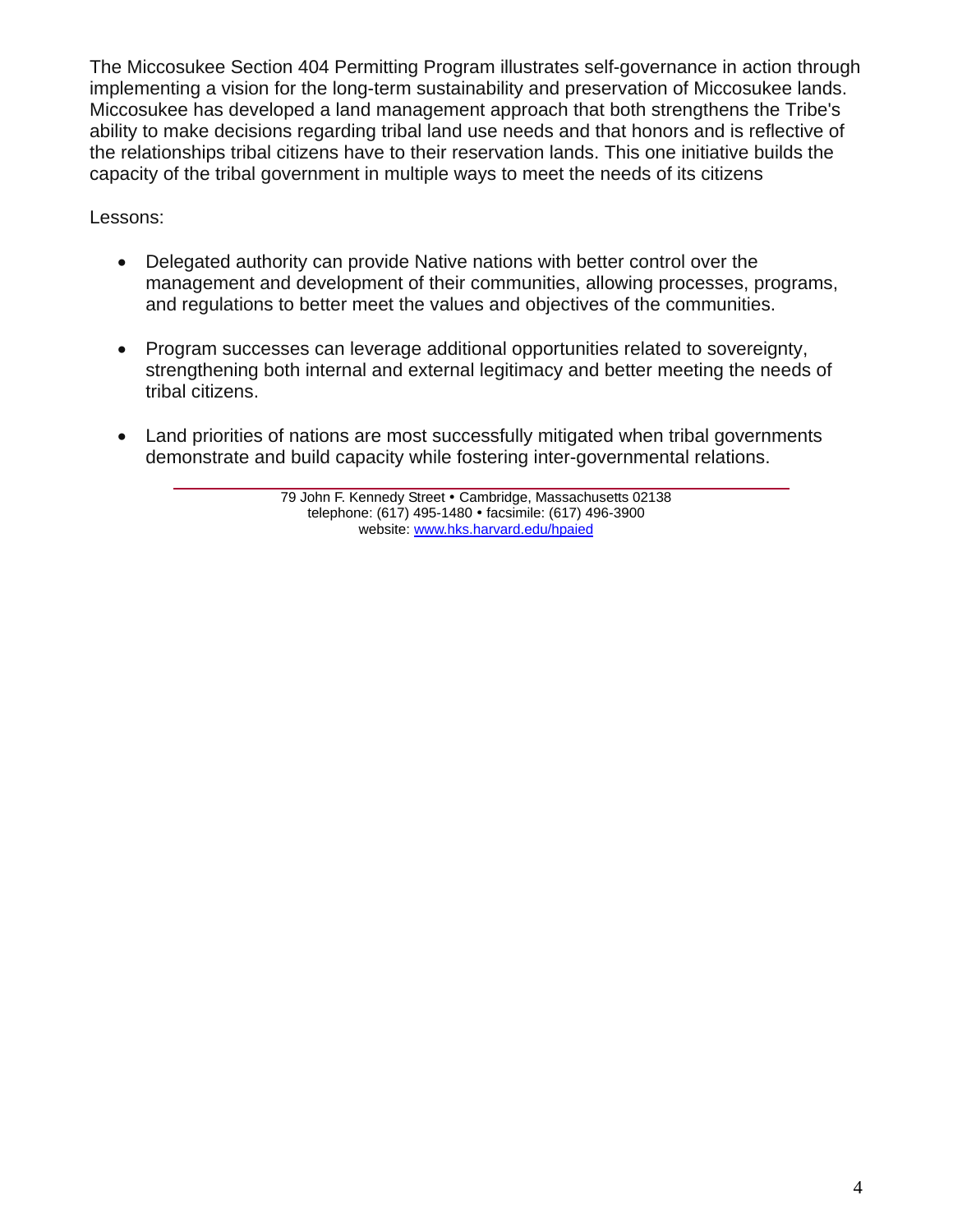The Miccosukee Section 404 Permitting Program illustrates self-governance in action through implementing a vision for the long-term sustainability and preservation of Miccosukee lands. Miccosukee has developed a land management approach that both strengthens the Tribe's ability to make decisions regarding tribal land use needs and that honors and is reflective of the relationships tribal citizens have to their reservation lands. This one initiative builds the capacity of the tribal government in multiple ways to meet the needs of its citizens

Lessons:

- Delegated authority can provide Native nations with better control over the management and development of their communities, allowing processes, programs, and regulations to better meet the values and objectives of the communities.
- Program successes can leverage additional opportunities related to sovereignty, strengthening both internal and external legitimacy and better meeting the needs of tribal citizens.
- Land priorities of nations are most successfully mitigated when tribal governments demonstrate and build capacity while fostering inter-governmental relations.

79 John F. Kennedy Street • Cambridge, Massachusetts 02138
telephone: (617) 495-1480 • facsimile: (617) 496-3900
website: www.hks.harvard.edu/hpaied